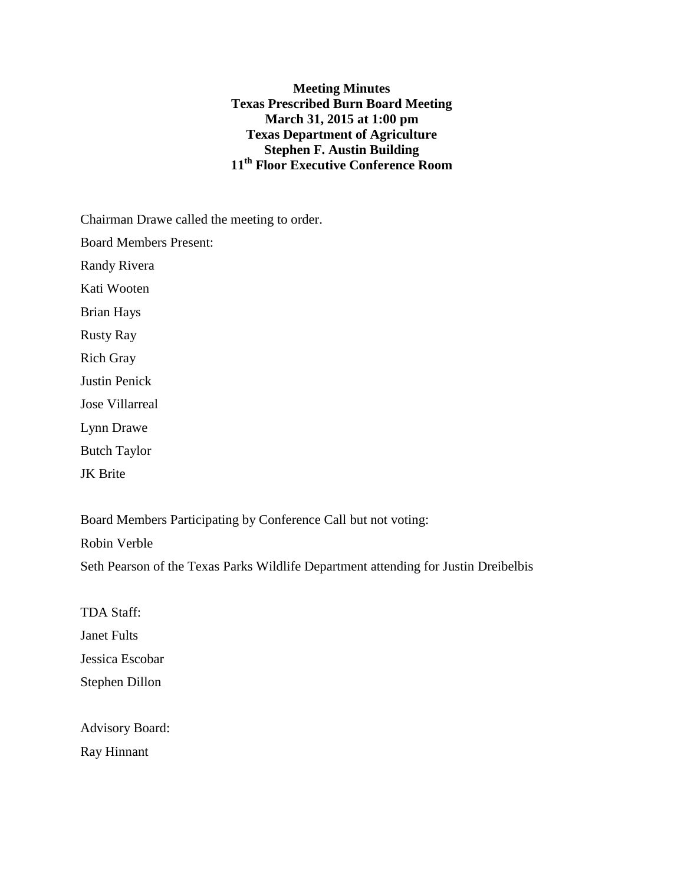**Meeting Minutes**
**Texas Prescribed Burn Board Meeting**
**March 31, 2015 at 1:00 pm**
**Texas Department of Agriculture**
**Stephen F. Austin Building**
**11th Floor Executive Conference Room**

Chairman Drawe called the meeting to order.

Board Members Present:

Randy Rivera

Kati Wooten

Brian Hays

Rusty Ray

Rich Gray

Justin Penick

Jose Villarreal

Lynn Drawe

Butch Taylor

JK Brite

Board Members Participating by Conference Call but not voting:

Robin Verble

Seth Pearson of the Texas Parks Wildlife Department attending for Justin Dreibelbis

TDA Staff:

Janet Fults

Jessica Escobar

Stephen Dillon

Advisory Board:

Ray Hinnant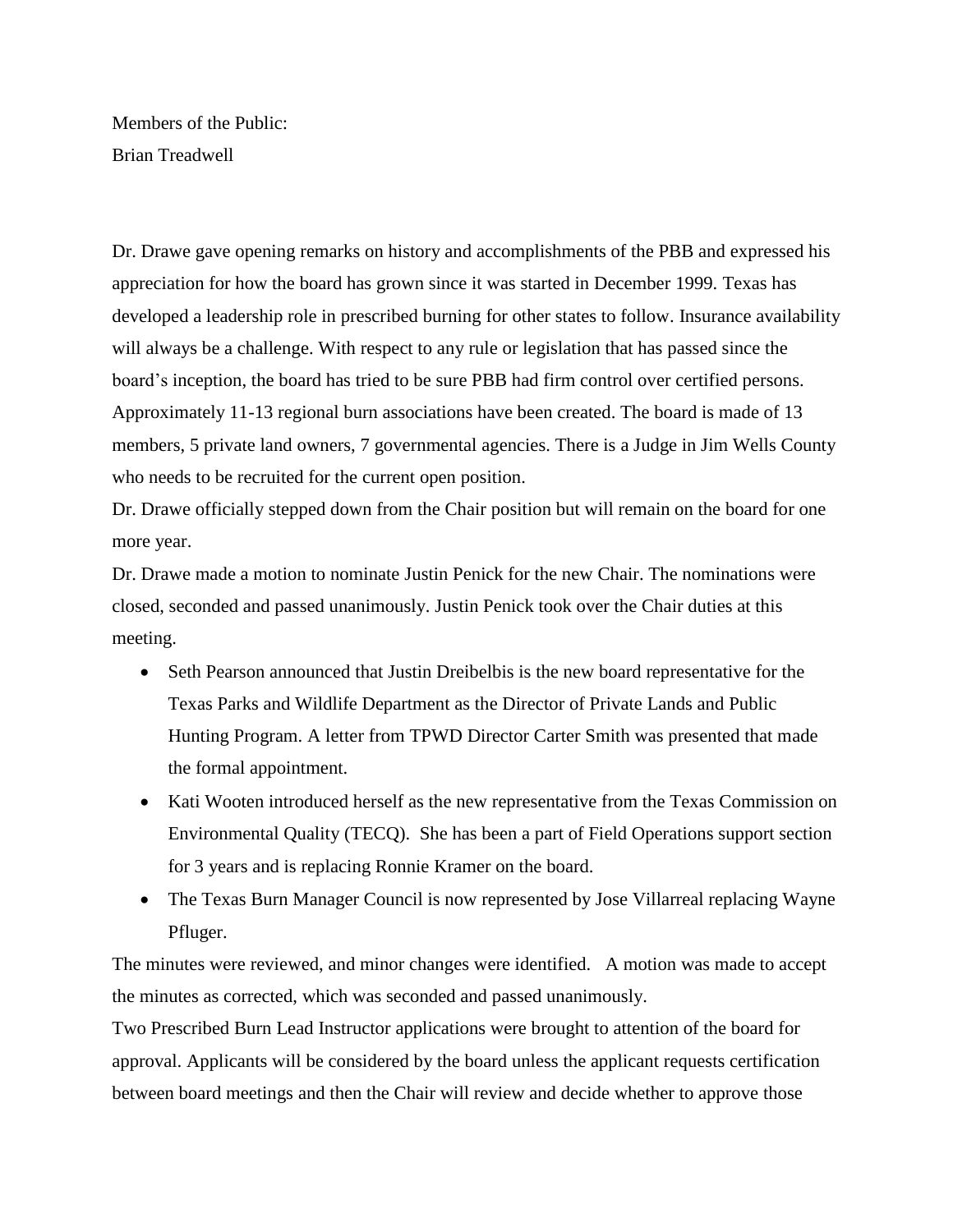Members of the Public:
Brian Treadwell

Dr. Drawe gave opening remarks on history and accomplishments of the PBB and expressed his appreciation for how the board has grown since it was started in December 1999. Texas has developed a leadership role in prescribed burning for other states to follow. Insurance availability will always be a challenge. With respect to any rule or legislation that has passed since the board's inception, the board has tried to be sure PBB had firm control over certified persons. Approximately 11-13 regional burn associations have been created. The board is made of 13 members, 5 private land owners, 7 governmental agencies. There is a Judge in Jim Wells County who needs to be recruited for the current open position.

Dr. Drawe officially stepped down from the Chair position but will remain on the board for one more year.

Dr. Drawe made a motion to nominate Justin Penick for the new Chair. The nominations were closed, seconded and passed unanimously. Justin Penick took over the Chair duties at this meeting.

- Seth Pearson announced that Justin Dreibelbis is the new board representative for the Texas Parks and Wildlife Department as the Director of Private Lands and Public Hunting Program. A letter from TPWD Director Carter Smith was presented that made the formal appointment.
- Kati Wooten introduced herself as the new representative from the Texas Commission on Environmental Quality (TECQ). She has been a part of Field Operations support section for 3 years and is replacing Ronnie Kramer on the board.
- The Texas Burn Manager Council is now represented by Jose Villarreal replacing Wayne Pfluger.

The minutes were reviewed, and minor changes were identified. A motion was made to accept the minutes as corrected, which was seconded and passed unanimously.

Two Prescribed Burn Lead Instructor applications were brought to attention of the board for approval. Applicants will be considered by the board unless the applicant requests certification between board meetings and then the Chair will review and decide whether to approve those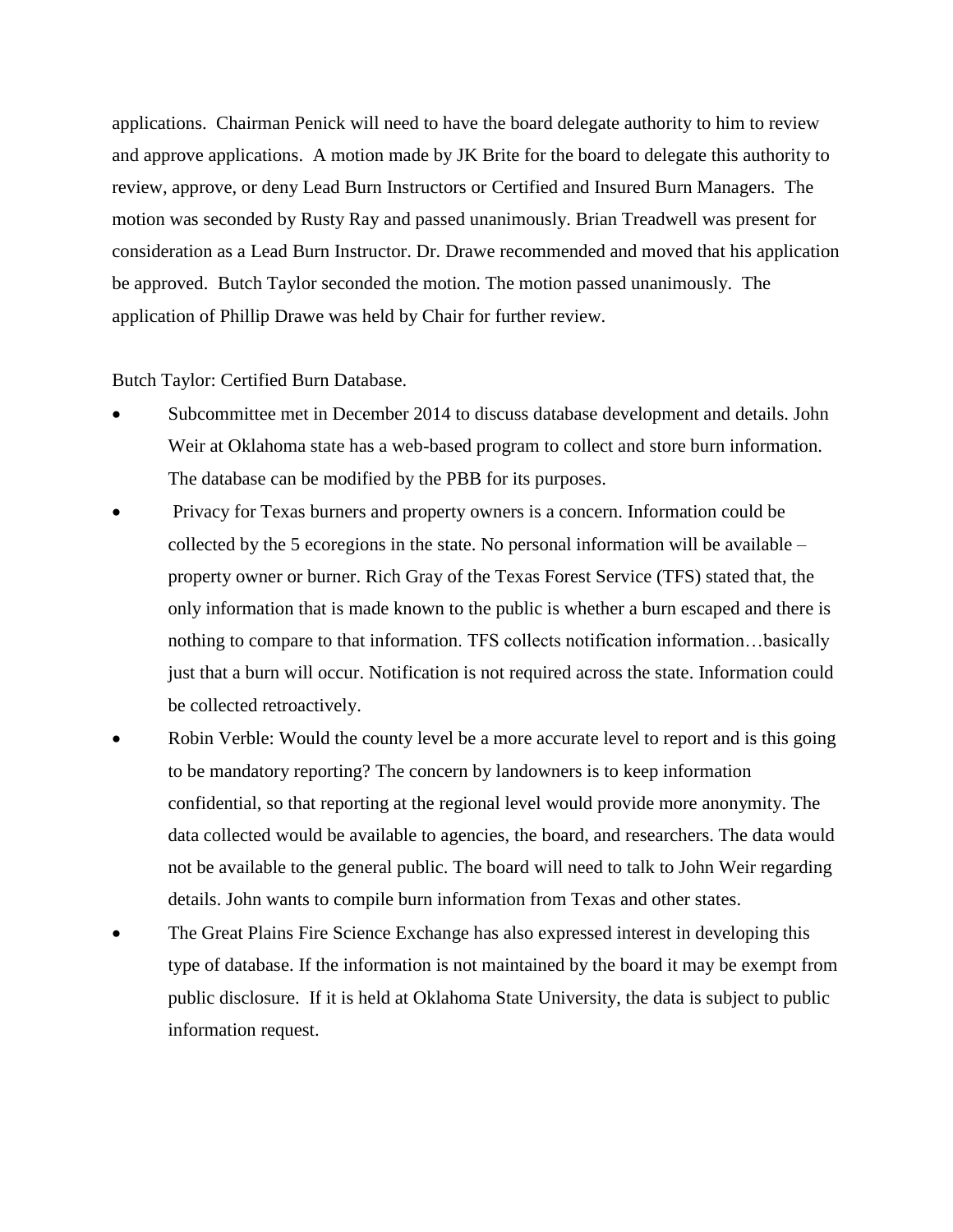applications. Chairman Penick will need to have the board delegate authority to him to review and approve applications. A motion made by JK Brite for the board to delegate this authority to review, approve, or deny Lead Burn Instructors or Certified and Insured Burn Managers. The motion was seconded by Rusty Ray and passed unanimously. Brian Treadwell was present for consideration as a Lead Burn Instructor. Dr. Drawe recommended and moved that his application be approved. Butch Taylor seconded the motion. The motion passed unanimously. The application of Phillip Drawe was held by Chair for further review.

Butch Taylor: Certified Burn Database.

- Subcommittee met in December 2014 to discuss database development and details. John Weir at Oklahoma state has a web-based program to collect and store burn information. The database can be modified by the PBB for its purposes.
- Privacy for Texas burners and property owners is a concern. Information could be collected by the 5 ecoregions in the state. No personal information will be available – property owner or burner. Rich Gray of the Texas Forest Service (TFS) stated that, the only information that is made known to the public is whether a burn escaped and there is nothing to compare to that information. TFS collects notification information…basically just that a burn will occur. Notification is not required across the state. Information could be collected retroactively.
- Robin Verble: Would the county level be a more accurate level to report and is this going to be mandatory reporting? The concern by landowners is to keep information confidential, so that reporting at the regional level would provide more anonymity. The data collected would be available to agencies, the board, and researchers. The data would not be available to the general public. The board will need to talk to John Weir regarding details. John wants to compile burn information from Texas and other states.
- The Great Plains Fire Science Exchange has also expressed interest in developing this type of database. If the information is not maintained by the board it may be exempt from public disclosure. If it is held at Oklahoma State University, the data is subject to public information request.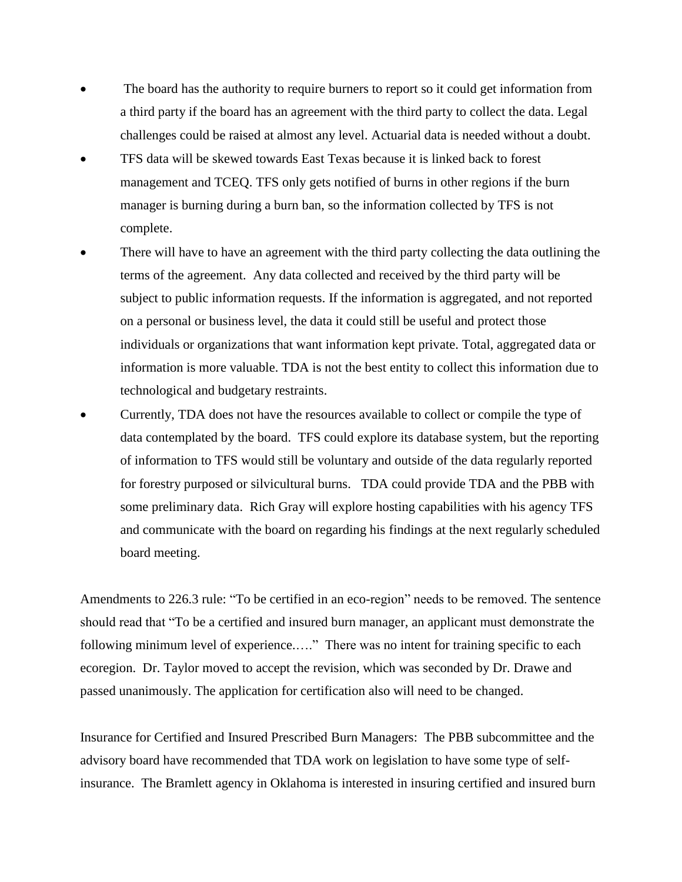- The board has the authority to require burners to report so it could get information from a third party if the board has an agreement with the third party to collect the data. Legal challenges could be raised at almost any level. Actuarial data is needed without a doubt.
- TFS data will be skewed towards East Texas because it is linked back to forest management and TCEQ. TFS only gets notified of burns in other regions if the burn manager is burning during a burn ban, so the information collected by TFS is not complete.
- There will have to have an agreement with the third party collecting the data outlining the terms of the agreement. Any data collected and received by the third party will be subject to public information requests. If the information is aggregated, and not reported on a personal or business level, the data it could still be useful and protect those individuals or organizations that want information kept private. Total, aggregated data or information is more valuable. TDA is not the best entity to collect this information due to technological and budgetary restraints.
- Currently, TDA does not have the resources available to collect or compile the type of data contemplated by the board. TFS could explore its database system, but the reporting of information to TFS would still be voluntary and outside of the data regularly reported for forestry purposed or silvicultural burns. TDA could provide TDA and the PBB with some preliminary data. Rich Gray will explore hosting capabilities with his agency TFS and communicate with the board on regarding his findings at the next regularly scheduled board meeting.

Amendments to 226.3 rule: "To be certified in an eco-region" needs to be removed. The sentence should read that "To be a certified and insured burn manager, an applicant must demonstrate the following minimum level of experience.…." There was no intent for training specific to each ecoregion. Dr. Taylor moved to accept the revision, which was seconded by Dr. Drawe and passed unanimously. The application for certification also will need to be changed.

Insurance for Certified and Insured Prescribed Burn Managers: The PBB subcommittee and the advisory board have recommended that TDA work on legislation to have some type of self-insurance. The Bramlett agency in Oklahoma is interested in insuring certified and insured burn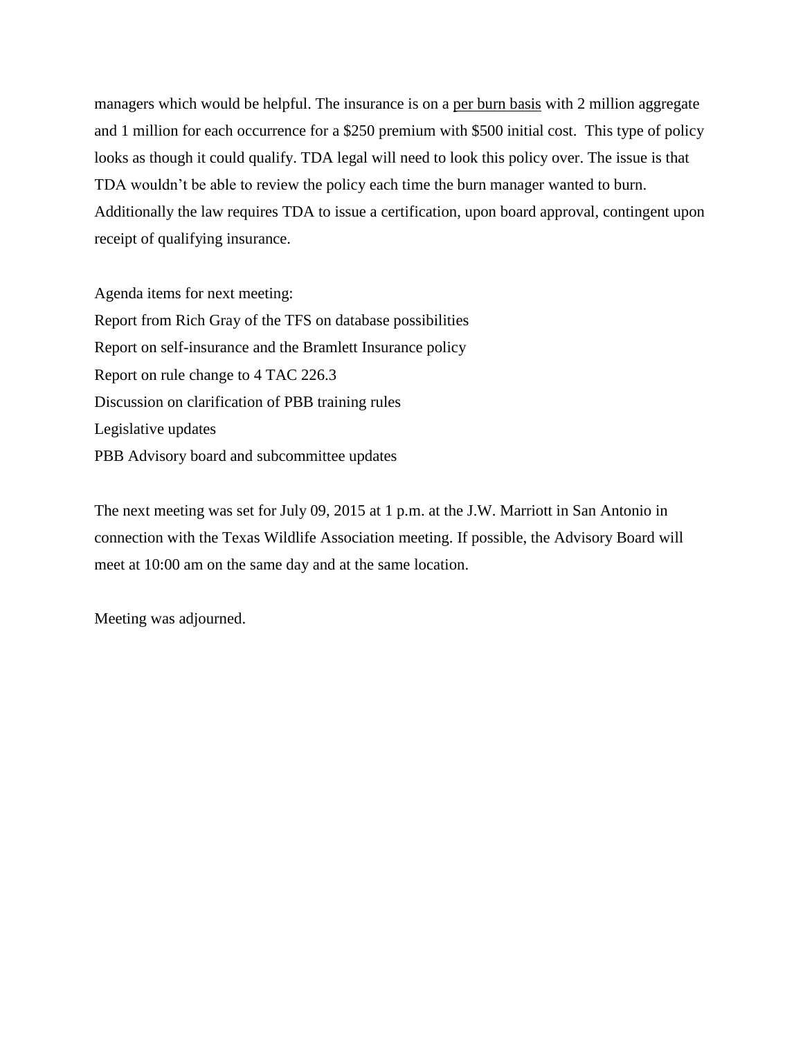managers which would be helpful. The insurance is on a <u>per burn basis</u> with 2 million aggregate and 1 million for each occurrence for a $250 premium with $500 initial cost. This type of policy looks as though it could qualify. TDA legal will need to look this policy over. The issue is that TDA wouldn't be able to review the policy each time the burn manager wanted to burn. Additionally the law requires TDA to issue a certification, upon board approval, contingent upon receipt of qualifying insurance.

Agenda items for next meeting:
Report from Rich Gray of the TFS on database possibilities
Report on self-insurance and the Bramlett Insurance policy
Report on rule change to 4 TAC 226.3
Discussion on clarification of PBB training rules
Legislative updates
PBB Advisory board and subcommittee updates

The next meeting was set for July 09, 2015 at 1 p.m. at the J.W. Marriott in San Antonio in connection with the Texas Wildlife Association meeting. If possible, the Advisory Board will meet at 10:00 am on the same day and at the same location.

Meeting was adjourned.